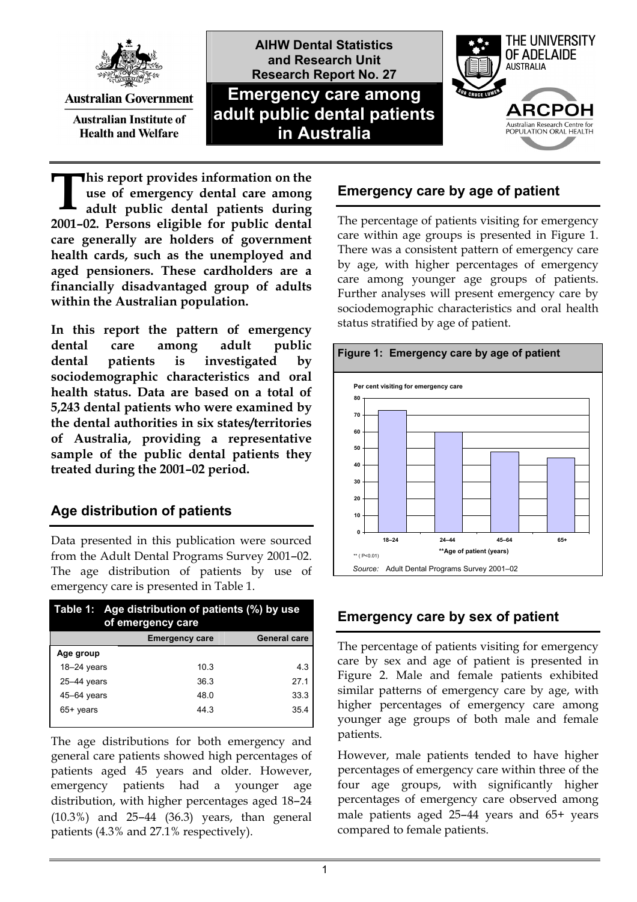Australian Government

Australian Institute of Health and Welfare

AIHW Dental Statistics and Research Unit Research Report No. 27

# Emergency care among adult public dental patients in Australia

THE UNIVERSITY OF ADELAIDE AUSTRALIA

ARCPOH Australian Research Centre for POPULATION ORAL HEALTH

**This report provides information on the use of emergency dental care among adult public dental patients during 2001–02. Persons eligible for public dental care generally are holders of government health cards, such as the unemployed and aged pensioners. These cardholders are a financially disadvantaged group of adults within the Australian population.**

**In this report the pattern of emergency dental care among adult public dental patients is investigated by sociodemographic characteristics and oral health status. Data are based on a total of 5,243 dental patients who were examined by the dental authorities in six states/territories of Australia, providing a representative sample of the public dental patients they treated during the 2001–02 period.**

## Age distribution of patients

Data presented in this publication were sourced from the Adult Dental Programs Survey 2001–02. The age distribution of patients by use of emergency care is presented in Table 1.

**Table 1: Age distribution of patients (%) by use of emergency care**

| | Emergency care | General care |
|---|---|---|
| **Age group** | | |
| 18–24 years | 10.3 | 4.3 |
| 25–44 years | 36.3 | 27.1 |
| 45–64 years | 48.0 | 33.3 |
| 65+ years | 44.3 | 35.4 |

The age distributions for both emergency and general care patients showed high percentages of patients aged 45 years and older. However, emergency patients had a younger age distribution, with higher percentages aged 18–24 (10.3%) and 25–44 (36.3) years, than general patients (4.3% and 27.1% respectively).

## Emergency care by age of patient

The percentage of patients visiting for emergency care within age groups is presented in Figure 1. There was a consistent pattern of emergency care by age, with higher percentages of emergency care among younger age groups of patients. Further analyses will present emergency care by sociodemographic characteristics and oral health status stratified by age of patient.

**Figure 1: Emergency care by age of patient**

Per cent visiting for emergency care

| **Age of patient (years) | Per cent visiting for emergency care |
|---|---|
| 18–24 | ~72 |
| 24–44 | ~60 |
| 45–64 | ~48 |
| 65+ | ~44 |

** ( P<0.01)

*Source:* Adult Dental Programs Survey 2001–02

## Emergency care by sex of patient

The percentage of patients visiting for emergency care by sex and age of patient is presented in Figure 2. Male and female patients exhibited similar patterns of emergency care by age, with higher percentages of emergency care among younger age groups of both male and female patients.

However, male patients tended to have higher percentages of emergency care within three of the four age groups, with significantly higher percentages of emergency care observed among male patients aged 25–44 years and 65+ years compared to female patients.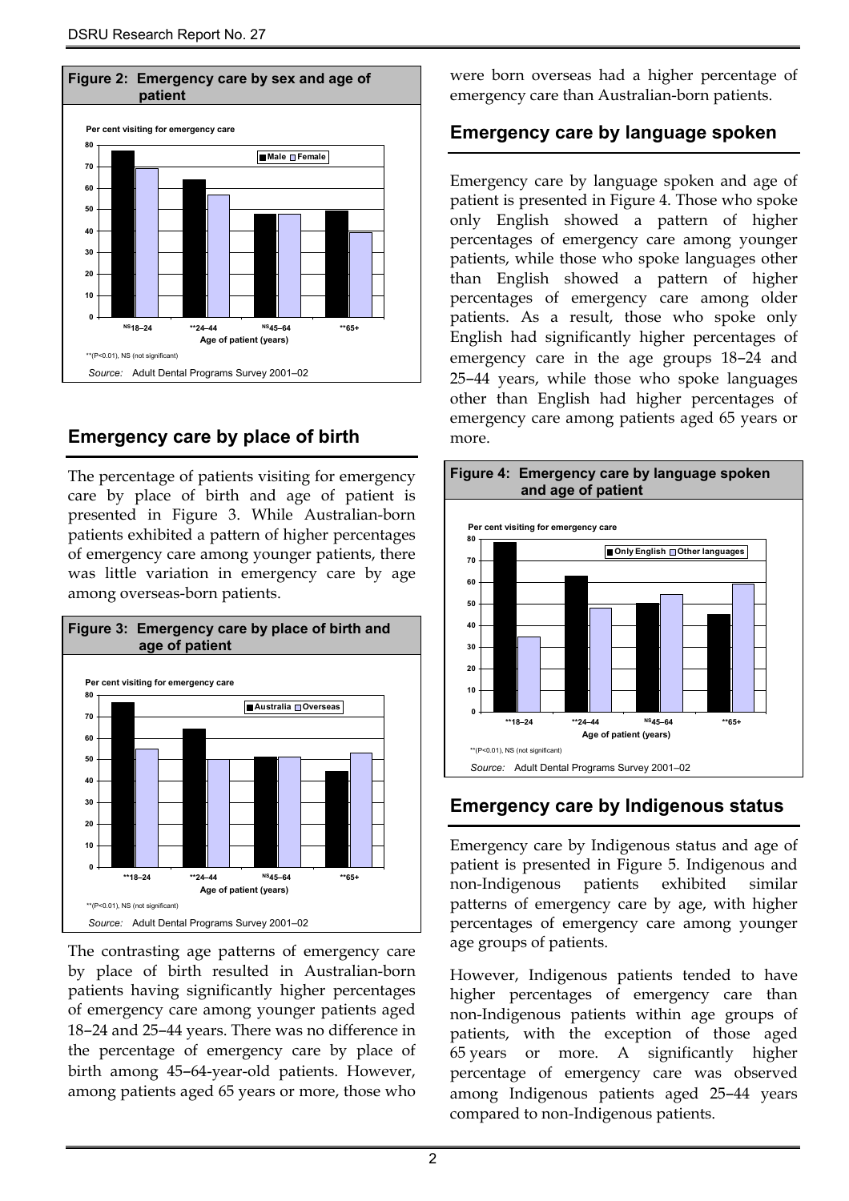**Figure 2: Emergency care by sex and age of patient**

Per cent visiting for emergency care

| Age of patient (years) | Male | Female |
| --- | --- | --- |
| NS 18–24 | 77 | 69 |
| ** 24–44 | 64 | 57 |
| NS 45–64 | 48 | 48 |
| ** 65+ | 49 | 39 |

**(P<0.01), NS (not significant)

*Source:* Adult Dental Programs Survey 2001–02

## Emergency care by place of birth

The percentage of patients visiting for emergency care by place of birth and age of patient is presented in Figure 3. While Australian-born patients exhibited a pattern of higher percentages of emergency care among younger patients, there was little variation in emergency care by age among overseas-born patients.

**Figure 3: Emergency care by place of birth and age of patient**

Per cent visiting for emergency care

| Age of patient (years) | Australia | Overseas |
| --- | --- | --- |
| ** 18–24 | 77 | 55 |
| ** 24–44 | 64 | 50 |
| NS 45–64 | 51 | 51 |
| ** 65+ | 44 | 53 |

**(P<0.01), NS (not significant)

*Source:* Adult Dental Programs Survey 2001–02

The contrasting age patterns of emergency care by place of birth resulted in Australian-born patients having significantly higher percentages of emergency care among younger patients aged 18–24 and 25–44 years. There was no difference in the percentage of emergency care by place of birth among 45–64-year-old patients. However, among patients aged 65 years or more, those who were born overseas had a higher percentage of emergency care than Australian-born patients.

## Emergency care by language spoken

Emergency care by language spoken and age of patient is presented in Figure 4. Those who spoke only English showed a pattern of higher percentages of emergency care among younger patients, while those who spoke languages other than English showed a pattern of higher percentages of emergency care among older patients. As a result, those who spoke only English had significantly higher percentages of emergency care in the age groups 18–24 and 25–44 years, while those who spoke languages other than English had higher percentages of emergency care among patients aged 65 years or more.

**Figure 4: Emergency care by language spoken and age of patient**

Per cent visiting for emergency care

| Age of patient (years) | Only English | Other languages |
| --- | --- | --- |
| ** 18–24 | 78 | 35 |
| ** 24–44 | 63 | 48 |
| NS 45–64 | 50 | 54 |
| ** 65+ | 45 | 59 |

**(P<0.01), NS (not significant)

*Source:* Adult Dental Programs Survey 2001–02

## Emergency care by Indigenous status

Emergency care by Indigenous status and age of patient is presented in Figure 5. Indigenous and non-Indigenous patients exhibited similar patterns of emergency care by age, with higher percentages of emergency care among younger age groups of patients.

However, Indigenous patients tended to have higher percentages of emergency care than non-Indigenous patients within age groups of patients, with the exception of those aged 65 years or more. A significantly higher percentage of emergency care was observed among Indigenous patients aged 25–44 years compared to non-Indigenous patients.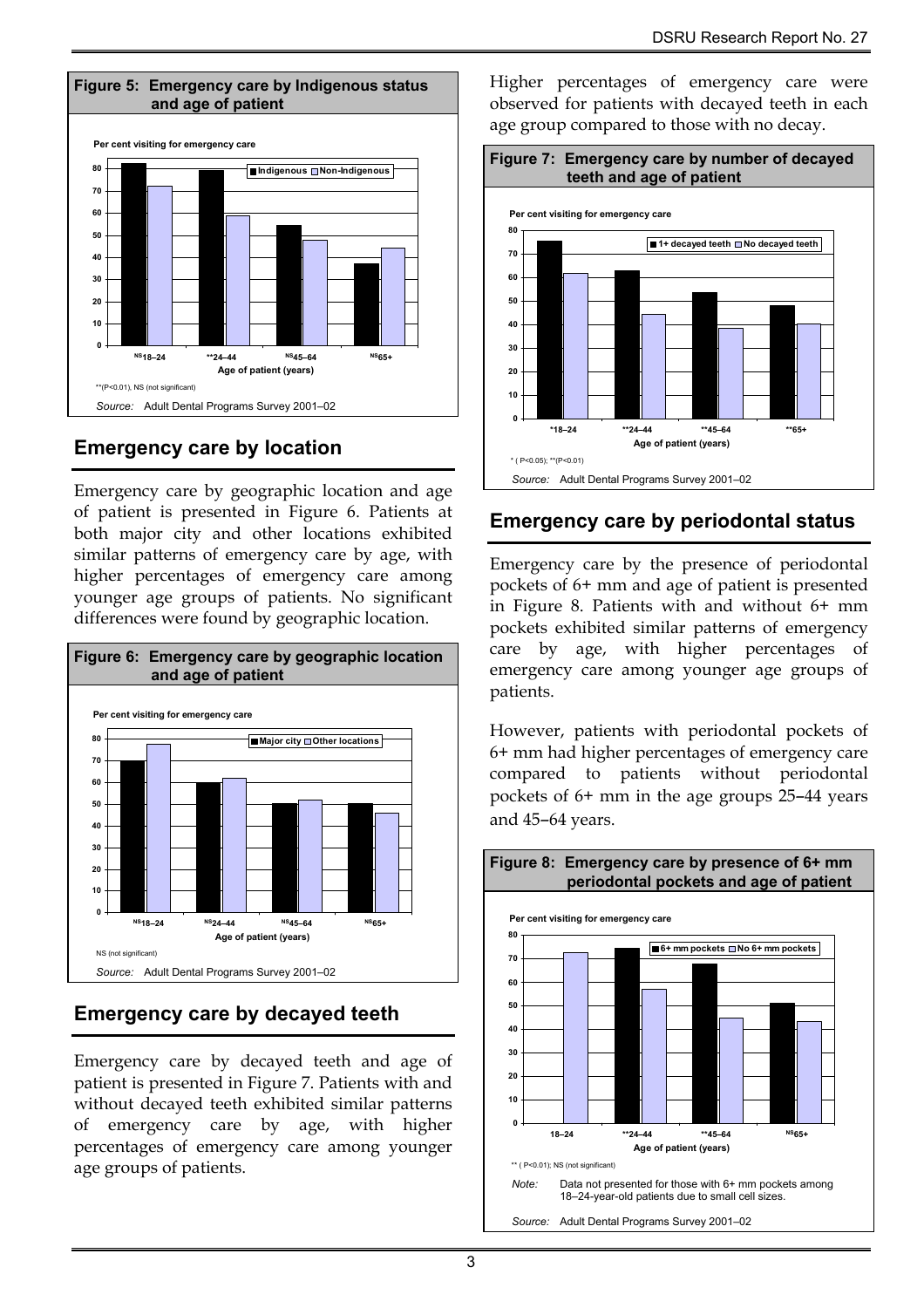**Figure 5: Emergency care by Indigenous status and age of patient**

Per cent visiting for emergency care

| Age of patient (years) | Indigenous | Non-Indigenous |
|---|---|---|
| NS18–24 | 82 | 72 |
| **24–44 | 79 | 59 |
| NS45–64 | 54 | 48 |
| NS65+ | 37 | 44 |

**(P<0.01), NS (not significant)

*Source:* Adult Dental Programs Survey 2001–02

## Emergency care by location

Emergency care by geographic location and age of patient is presented in Figure 6. Patients at both major city and other locations exhibited similar patterns of emergency care by age, with higher percentages of emergency care among younger age groups of patients. No significant differences were found by geographic location.

**Figure 6: Emergency care by geographic location and age of patient**

Per cent visiting for emergency care

| Age of patient (years) | Major city | Other locations |
|---|---|---|
| NS18–24 | 70 | 77 |
| NS24–44 | 60 | 62 |
| NS45–64 | 50 | 52 |
| NS65+ | 50 | 46 |

NS (not significant)

*Source:* Adult Dental Programs Survey 2001–02

## Emergency care by decayed teeth

Emergency care by decayed teeth and age of patient is presented in Figure 7. Patients with and without decayed teeth exhibited similar patterns of emergency care by age, with higher percentages of emergency care among younger age groups of patients.

Higher percentages of emergency care were observed for patients with decayed teeth in each age group compared to those with no decay.

**Figure 7: Emergency care by number of decayed teeth and age of patient**

Per cent visiting for emergency care

| Age of patient (years) | 1+ decayed teeth | No decayed teeth |
|---|---|---|
| *18–24 | 76 | 62 |
| **24–44 | 63 | 44 |
| **45–64 | 54 | 38 |
| **65+ | 48 | 40 |

* ( P<0.05); **(P<0.01)

*Source:* Adult Dental Programs Survey 2001–02

## Emergency care by periodontal status

Emergency care by the presence of periodontal pockets of 6+ mm and age of patient is presented in Figure 8. Patients with and without 6+ mm pockets exhibited similar patterns of emergency care by age, with higher percentages of emergency care among younger age groups of patients.

However, patients with periodontal pockets of 6+ mm had higher percentages of emergency care compared to patients without periodontal pockets of 6+ mm in the age groups 25–44 years and 45–64 years.

**Figure 8: Emergency care by presence of 6+ mm periodontal pockets and age of patient**

Per cent visiting for emergency care

| Age of patient (years) | 6+ mm pockets | No 6+ mm pockets |
|---|---|---|
| 18–24 | | 72 |
| **24–44 | 74 | 57 |
| **45–64 | 68 | 45 |
| NS65+ | 51 | 43 |

** ( P<0.01); NS (not significant)

*Note:* Data not presented for those with 6+ mm pockets among 18–24-year-old patients due to small cell sizes.

*Source:* Adult Dental Programs Survey 2001–02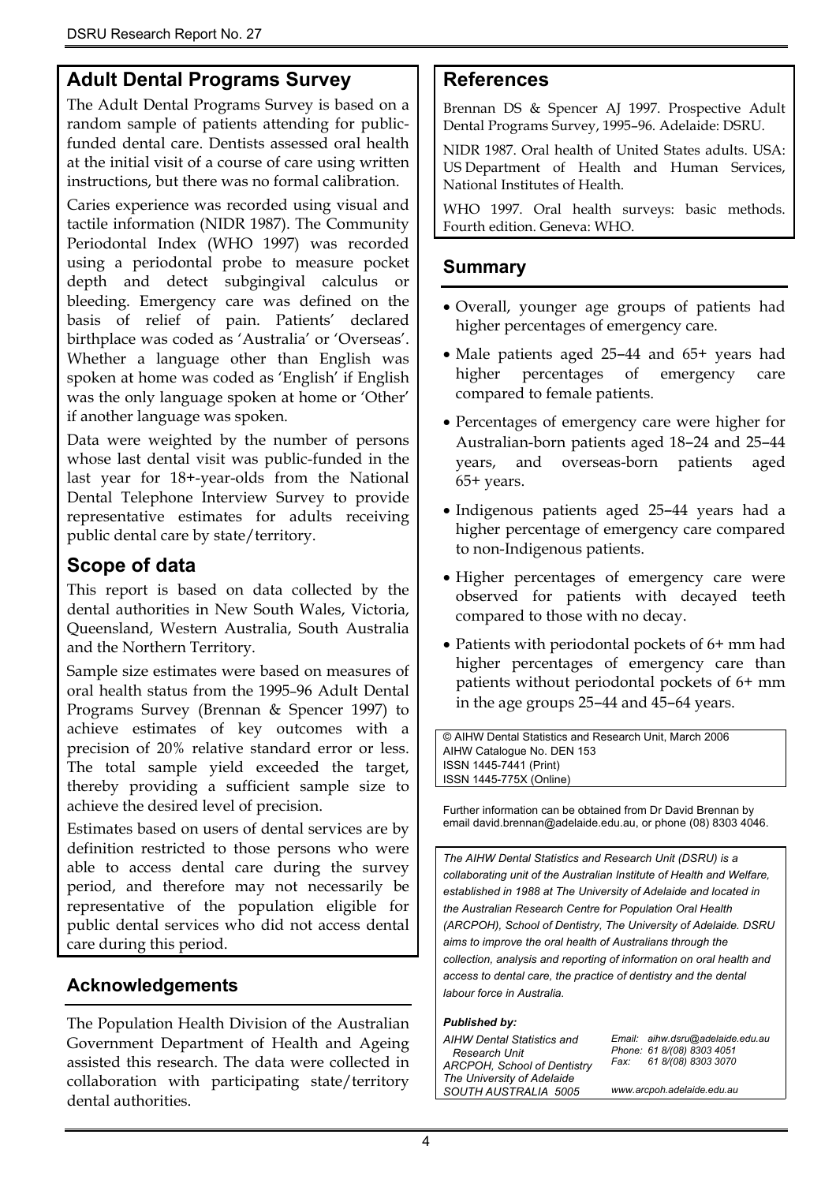## Adult Dental Programs Survey

The Adult Dental Programs Survey is based on a random sample of patients attending for public-funded dental care. Dentists assessed oral health at the initial visit of a course of care using written instructions, but there was no formal calibration.

Caries experience was recorded using visual and tactile information (NIDR 1987). The Community Periodontal Index (WHO 1997) was recorded using a periodontal probe to measure pocket depth and detect subgingival calculus or bleeding. Emergency care was defined on the basis of relief of pain. Patients' declared birthplace was coded as 'Australia' or 'Overseas'. Whether a language other than English was spoken at home was coded as 'English' if English was the only language spoken at home or 'Other' if another language was spoken.

Data were weighted by the number of persons whose last dental visit was public-funded in the last year for 18+-year-olds from the National Dental Telephone Interview Survey to provide representative estimates for adults receiving public dental care by state/territory.

## Scope of data

This report is based on data collected by the dental authorities in New South Wales, Victoria, Queensland, Western Australia, South Australia and the Northern Territory.

Sample size estimates were based on measures of oral health status from the 1995–96 Adult Dental Programs Survey (Brennan & Spencer 1997) to achieve estimates of key outcomes with a precision of 20% relative standard error or less. The total sample yield exceeded the target, thereby providing a sufficient sample size to achieve the desired level of precision.

Estimates based on users of dental services are by definition restricted to those persons who were able to access dental care during the survey period, and therefore may not necessarily be representative of the population eligible for public dental services who did not access dental care during this period.

## Acknowledgements

The Population Health Division of the Australian Government Department of Health and Ageing assisted this research. The data were collected in collaboration with participating state/territory dental authorities.

## References

Brennan DS & Spencer AJ 1997. Prospective Adult Dental Programs Survey, 1995–96. Adelaide: DSRU.

NIDR 1987. Oral health of United States adults. USA: US Department of Health and Human Services, National Institutes of Health.

WHO 1997. Oral health surveys: basic methods. Fourth edition. Geneva: WHO.

## Summary

- Overall, younger age groups of patients had higher percentages of emergency care.
- Male patients aged 25–44 and 65+ years had higher percentages of emergency care compared to female patients.
- Percentages of emergency care were higher for Australian-born patients aged 18–24 and 25–44 years, and overseas-born patients aged 65+ years.
- Indigenous patients aged 25–44 years had a higher percentage of emergency care compared to non-Indigenous patients.
- Higher percentages of emergency care were observed for patients with decayed teeth compared to those with no decay.
- Patients with periodontal pockets of 6+ mm had higher percentages of emergency care than patients without periodontal pockets of 6+ mm in the age groups 25–44 and 45–64 years.

© AIHW Dental Statistics and Research Unit, March 2006
AIHW Catalogue No. DEN 153
ISSN 1445-7441 (Print)
ISSN 1445-775X (Online)

Further information can be obtained from Dr David Brennan by email david.brennan@adelaide.edu.au, or phone (08) 8303 4046.

*The AIHW Dental Statistics and Research Unit (DSRU) is a collaborating unit of the Australian Institute of Health and Welfare, established in 1988 at The University of Adelaide and located in the Australian Research Centre for Population Oral Health (ARCPOH), School of Dentistry, The University of Adelaide. DSRU aims to improve the oral health of Australians through the collection, analysis and reporting of information on oral health and access to dental care, the practice of dentistry and the dental labour force in Australia.*

***Published by:***

*AIHW Dental Statistics and Research Unit*
*ARCPOH, School of Dentistry*
*The University of Adelaide*
*SOUTH AUSTRALIA 5005*

*Email: aihw.dsru@adelaide.edu.au*
*Phone: 61 8/(08) 8303 4051*
*Fax: 61 8/(08) 8303 3070*

*www.arcpoh.adelaide.edu.au*